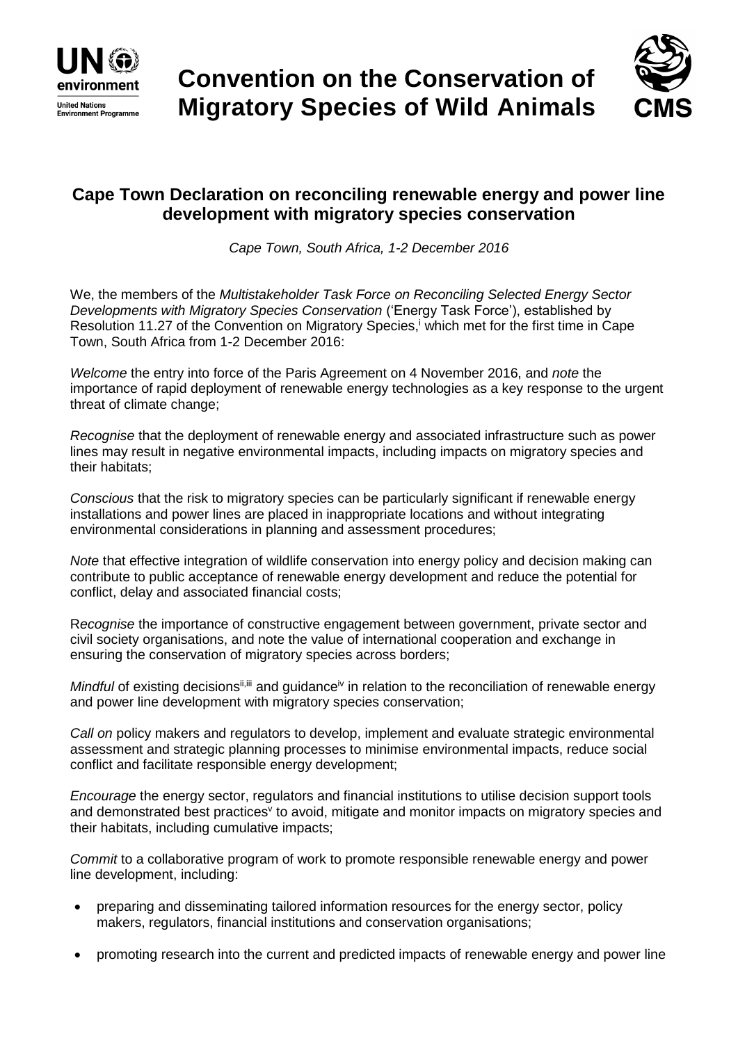# Convention on the Conservation of Migratory Species of Wild Animals

## Cape Town Declaration on reconciling renewable energy and power line development with migratory species conservation

*Cape Town, South Africa, 1-2 December 2016*

We, the members of the *Multistakeholder Task Force on Reconciling Selected Energy Sector Developments with Migratory Species Conservation* ('Energy Task Force'), established by Resolution 11.27 of the Convention on Migratory Species,[i] which met for the first time in Cape Town, South Africa from 1-2 December 2016:

*Welcome* the entry into force of the Paris Agreement on 4 November 2016, and *note* the importance of rapid deployment of renewable energy technologies as a key response to the urgent threat of climate change;

*Recognise* that the deployment of renewable energy and associated infrastructure such as power lines may result in negative environmental impacts, including impacts on migratory species and their habitats;

*Conscious* that the risk to migratory species can be particularly significant if renewable energy installations and power lines are placed in inappropriate locations and without integrating environmental considerations in planning and assessment procedures;

*Note* that effective integration of wildlife conservation into energy policy and decision making can contribute to public acceptance of renewable energy development and reduce the potential for conflict, delay and associated financial costs;

R*ecognise* the importance of constructive engagement between government, private sector and civil society organisations, and note the value of international cooperation and exchange in ensuring the conservation of migratory species across borders;

*Mindful* of existing decisions[ii,iii] and guidance[iv] in relation to the reconciliation of renewable energy and power line development with migratory species conservation;

*Call on* policy makers and regulators to develop, implement and evaluate strategic environmental assessment and strategic planning processes to minimise environmental impacts, reduce social conflict and facilitate responsible energy development;

*Encourage* the energy sector, regulators and financial institutions to utilise decision support tools and demonstrated best practices[v] to avoid, mitigate and monitor impacts on migratory species and their habitats, including cumulative impacts;

*Commit* to a collaborative program of work to promote responsible renewable energy and power line development, including:

- preparing and disseminating tailored information resources for the energy sector, policy makers, regulators, financial institutions and conservation organisations;
- promoting research into the current and predicted impacts of renewable energy and power line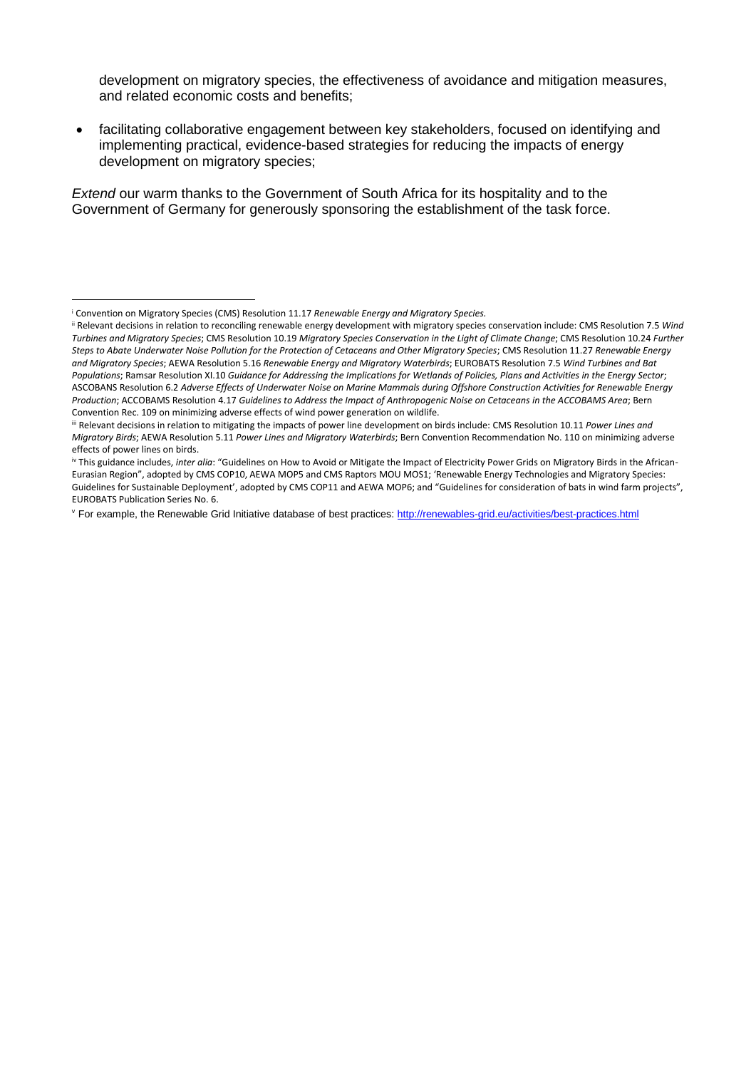development on migratory species, the effectiveness of avoidance and mitigation measures, and related economic costs and benefits;

- facilitating collaborative engagement between key stakeholders, focused on identifying and implementing practical, evidence-based strategies for reducing the impacts of energy development on migratory species;

*Extend* our warm thanks to the Government of South Africa for its hospitality and to the Government of Germany for generously sponsoring the establishment of the task force.

---

[i] Convention on Migratory Species (CMS) Resolution 11.17 *Renewable Energy and Migratory Species*.

[ii] Relevant decisions in relation to reconciling renewable energy development with migratory species conservation include: CMS Resolution 7.5 *Wind Turbines and Migratory Species*; CMS Resolution 10.19 *Migratory Species Conservation in the Light of Climate Change*; CMS Resolution 10.24 *Further Steps to Abate Underwater Noise Pollution for the Protection of Cetaceans and Other Migratory Species*; CMS Resolution 11.27 *Renewable Energy and Migratory Species*; AEWA Resolution 5.16 *Renewable Energy and Migratory Waterbirds*; EUROBATS Resolution 7.5 *Wind Turbines and Bat Populations*; Ramsar Resolution XI.10 *Guidance for Addressing the Implications for Wetlands of Policies, Plans and Activities in the Energy Sector*; ASCOBANS Resolution 6.2 *Adverse Effects of Underwater Noise on Marine Mammals during Offshore Construction Activities for Renewable Energy Production*; ACCOBAMS Resolution 4.17 *Guidelines to Address the Impact of Anthropogenic Noise on Cetaceans in the ACCOBAMS Area*; Bern Convention Rec. 109 on minimizing adverse effects of wind power generation on wildlife.

[iii] Relevant decisions in relation to mitigating the impacts of power line development on birds include: CMS Resolution 10.11 *Power Lines and Migratory Birds*; AEWA Resolution 5.11 *Power Lines and Migratory Waterbirds*; Bern Convention Recommendation No. 110 on minimizing adverse effects of power lines on birds.

[iv] This guidance includes, *inter alia*: "Guidelines on How to Avoid or Mitigate the Impact of Electricity Power Grids on Migratory Birds in the African-Eurasian Region", adopted by CMS COP10, AEWA MOP5 and CMS Raptors MOU MOS1; 'Renewable Energy Technologies and Migratory Species: Guidelines for Sustainable Deployment', adopted by CMS COP11 and AEWA MOP6; and "Guidelines for consideration of bats in wind farm projects", EUROBATS Publication Series No. 6.

[v] For example, the Renewable Grid Initiative database of best practices: http://renewables-grid.eu/activities/best-practices.html